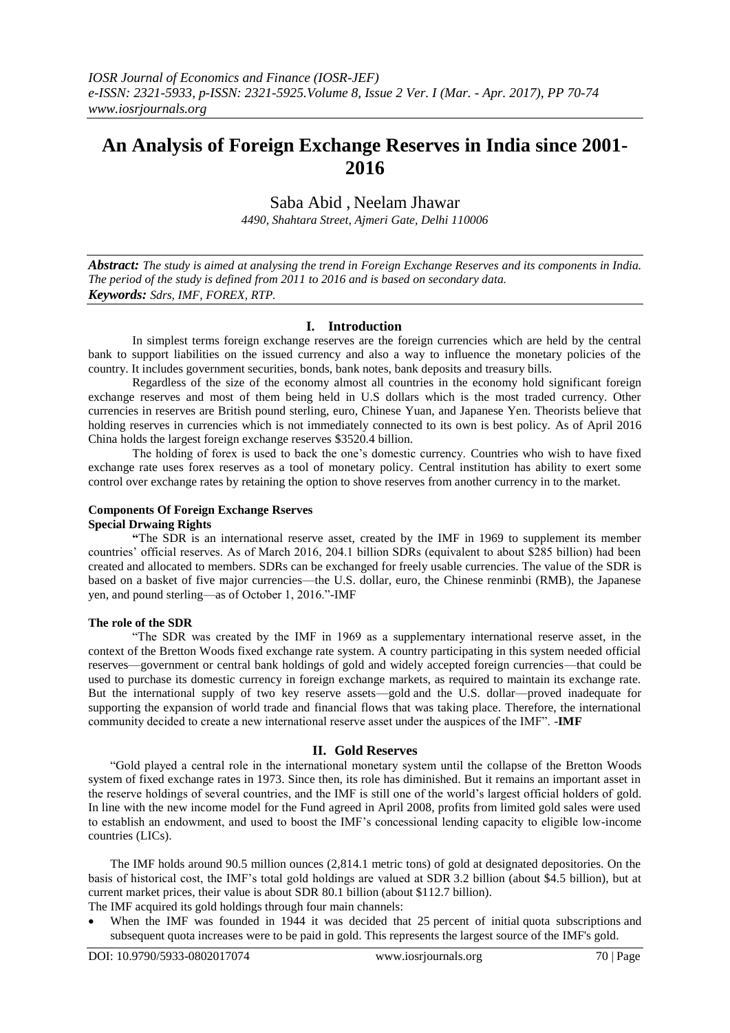# An Analysis of Foreign Exchange Reserves in India since 2001-2016

Saba Abid , Neelam Jhawar

*4490, Shahtara Street, Ajmeri Gate, Delhi 110006*

***Abstract:*** *The study is aimed at analysing the trend in Foreign Exchange Reserves and its components in India. The period of the study is defined from 2011 to 2016 and is based on secondary data.*

***Keywords:*** *Sdrs, IMF, FOREX, RTP.*

## I. Introduction

In simplest terms foreign exchange reserves are the foreign currencies which are held by the central bank to support liabilities on the issued currency and also a way to influence the monetary policies of the country. It includes government securities, bonds, bank notes, bank deposits and treasury bills.

Regardless of the size of the economy almost all countries in the economy hold significant foreign exchange reserves and most of them being held in U.S dollars which is the most traded currency. Other currencies in reserves are British pound sterling, euro, Chinese Yuan, and Japanese Yen. Theorists believe that holding reserves in currencies which is not immediately connected to its own is best policy. As of April 2016 China holds the largest foreign exchange reserves $3520.4 billion.

The holding of forex is used to back the one's domestic currency. Countries who wish to have fixed exchange rate uses forex reserves as a tool of monetary policy. Central institution has ability to exert some control over exchange rates by retaining the option to shove reserves from another currency in to the market.

### Components Of Foreign Exchange Rserves

**Special Drwaing Rights**

**"**The SDR is an international reserve asset, created by the IMF in 1969 to supplement its member countries' official reserves. As of March 2016, 204.1 billion SDRs (equivalent to about $285 billion) had been created and allocated to members. SDRs can be exchanged for freely usable currencies. The value of the SDR is based on a basket of five major currencies—the U.S. dollar, euro, the Chinese renminbi (RMB), the Japanese yen, and pound sterling—as of October 1, 2016."-IMF

**The role of the SDR**

"The SDR was created by the IMF in 1969 as a supplementary international reserve asset, in the context of the Bretton Woods fixed exchange rate system. A country participating in this system needed official reserves—government or central bank holdings of gold and widely accepted foreign currencies—that could be used to purchase its domestic currency in foreign exchange markets, as required to maintain its exchange rate. But the international supply of two key reserve assets—gold and the U.S. dollar—proved inadequate for supporting the expansion of world trade and financial flows that was taking place. Therefore, the international community decided to create a new international reserve asset under the auspices of the IMF". -**IMF**

## II. Gold Reserves

"Gold played a central role in the international monetary system until the collapse of the Bretton Woods system of fixed exchange rates in 1973. Since then, its role has diminished. But it remains an important asset in the reserve holdings of several countries, and the IMF is still one of the world's largest official holders of gold. In line with the new income model for the Fund agreed in April 2008, profits from limited gold sales were used to establish an endowment, and used to boost the IMF's concessional lending capacity to eligible low-income countries (LICs).

The IMF holds around 90.5 million ounces (2,814.1 metric tons) of gold at designated depositories. On the basis of historical cost, the IMF's total gold holdings are valued at SDR 3.2 billion (about $4.5 billion), but at current market prices, their value is about SDR 80.1 billion (about $112.7 billion).

The IMF acquired its gold holdings through four main channels:

- When the IMF was founded in 1944 it was decided that 25 percent of initial quota subscriptions and subsequent quota increases were to be paid in gold. This represents the largest source of the IMF's gold.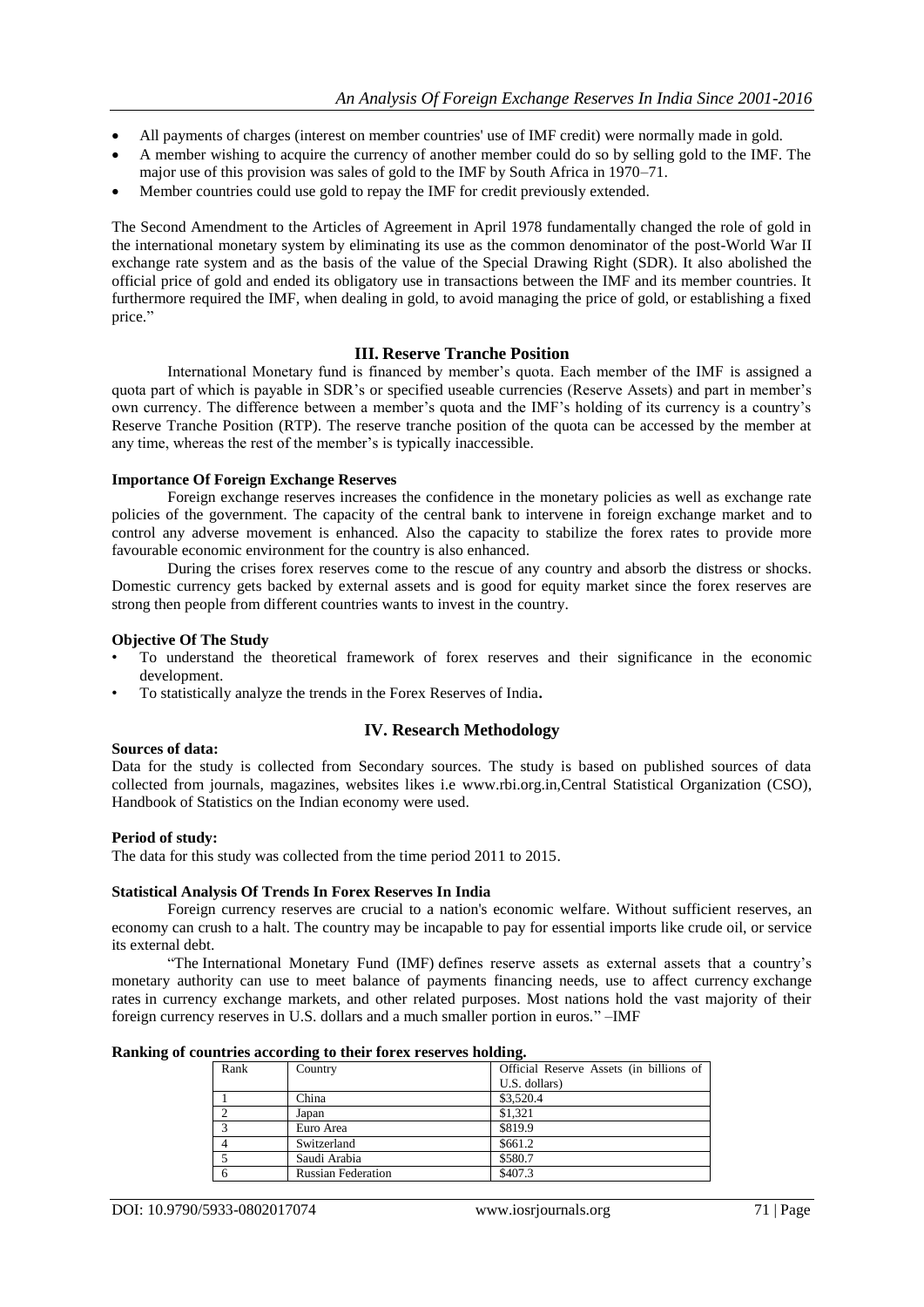- All payments of charges (interest on member countries' use of IMF credit) were normally made in gold.
- A member wishing to acquire the currency of another member could do so by selling gold to the IMF. The major use of this provision was sales of gold to the IMF by South Africa in 1970–71.
- Member countries could use gold to repay the IMF for credit previously extended.

The Second Amendment to the Articles of Agreement in April 1978 fundamentally changed the role of gold in the international monetary system by eliminating its use as the common denominator of the post-World War II exchange rate system and as the basis of the value of the Special Drawing Right (SDR). It also abolished the official price of gold and ended its obligatory use in transactions between the IMF and its member countries. It furthermore required the IMF, when dealing in gold, to avoid managing the price of gold, or establishing a fixed price."

## III. Reserve Tranche Position

International Monetary fund is financed by member's quota. Each member of the IMF is assigned a quota part of which is payable in SDR's or specified useable currencies (Reserve Assets) and part in member's own currency. The difference between a member's quota and the IMF's holding of its currency is a country's Reserve Tranche Position (RTP). The reserve tranche position of the quota can be accessed by the member at any time, whereas the rest of the member's is typically inaccessible.

**Importance Of Foreign Exchange Reserves**

Foreign exchange reserves increases the confidence in the monetary policies as well as exchange rate policies of the government. The capacity of the central bank to intervene in foreign exchange market and to control any adverse movement is enhanced. Also the capacity to stabilize the forex rates to provide more favourable economic environment for the country is also enhanced.

During the crises forex reserves come to the rescue of any country and absorb the distress or shocks. Domestic currency gets backed by external assets and is good for equity market since the forex reserves are strong then people from different countries wants to invest in the country.

**Objective Of The Study**

- To understand the theoretical framework of forex reserves and their significance in the economic development.
- To statistically analyze the trends in the Forex Reserves of India**.**

## IV. Research Methodology

**Sources of data:**

Data for the study is collected from Secondary sources. The study is based on published sources of data collected from journals, magazines, websites likes i.e www.rbi.org.in,Central Statistical Organization (CSO), Handbook of Statistics on the Indian economy were used.

**Period of study:**

The data for this study was collected from the time period 2011 to 2015.

**Statistical Analysis Of Trends In Forex Reserves In India**

Foreign currency reserves are crucial to a nation's economic welfare. Without sufficient reserves, an economy can crush to a halt. The country may be incapable to pay for essential imports like crude oil, or service its external debt.

"The International Monetary Fund (IMF) defines reserve assets as external assets that a country's monetary authority can use to meet balance of payments financing needs, use to affect currency exchange rates in currency exchange markets, and other related purposes. Most nations hold the vast majority of their foreign currency reserves in U.S. dollars and a much smaller portion in euros." –IMF

**Ranking of countries according to their forex reserves holding.**

| Rank | Country | Official Reserve Assets (in billions of U.S. dollars) |
|---|---|---|
| 1 | China | $3,520.4 |
| 2 | Japan | $1,321 |
| 3 | Euro Area | $819.9 |
| 4 | Switzerland | $661.2 |
| 5 | Saudi Arabia | $580.7 |
| 6 | Russian Federation | $407.3 |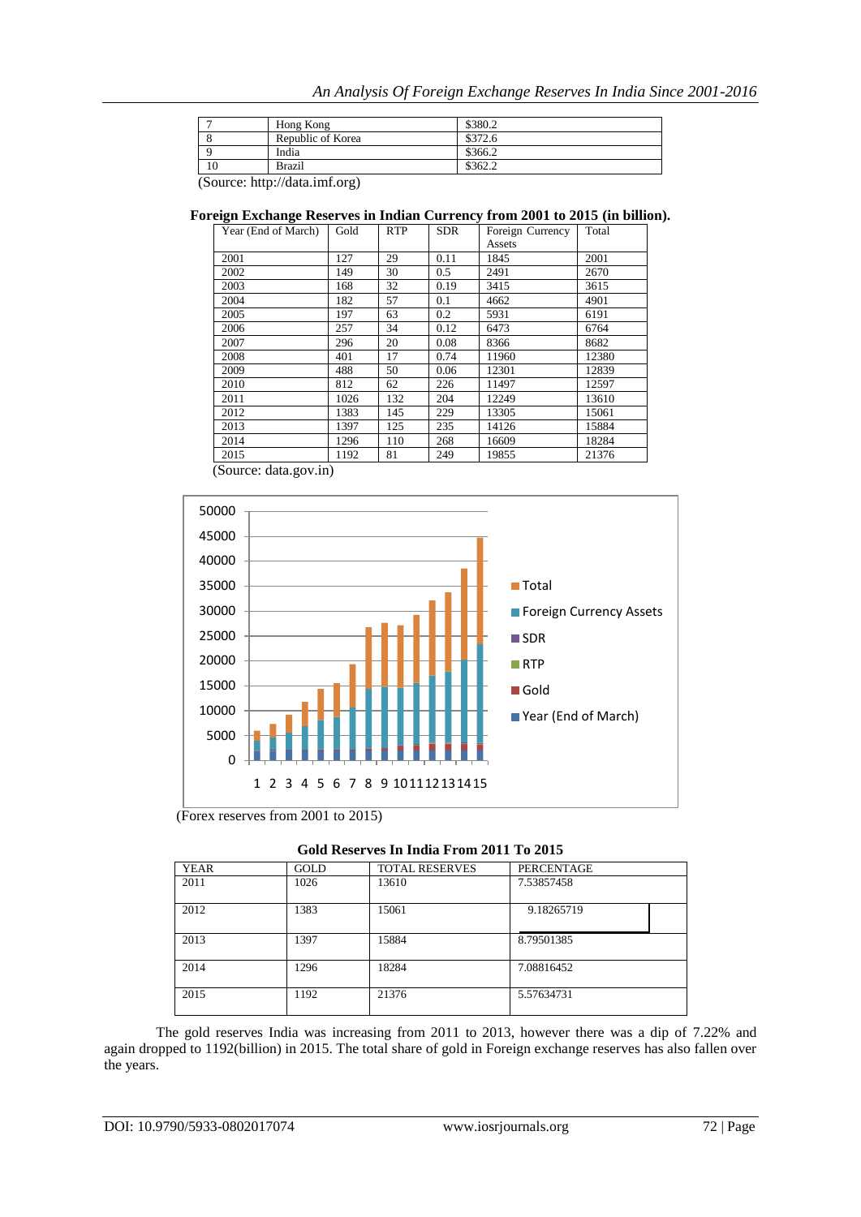| 7 | Hong Kong | $380.2 |
|---|---|---|
| 8 | Republic of Korea | $372.6 |
| 9 | India | $366.2 |
| 10 | Brazil | $362.2 |

(Source: http://data.imf.org)

**Foreign Exchange Reserves in Indian Currency from 2001 to 2015 (in billion).**

| Year (End of March) | Gold | RTP | SDR | Foreign Currency Assets | Total |
|---|---|---|---|---|---|
| 2001 | 127 | 29 | 0.11 | 1845 | 2001 |
| 2002 | 149 | 30 | 0.5 | 2491 | 2670 |
| 2003 | 168 | 32 | 0.19 | 3415 | 3615 |
| 2004 | 182 | 57 | 0.1 | 4662 | 4901 |
| 2005 | 197 | 63 | 0.2 | 5931 | 6191 |
| 2006 | 257 | 34 | 0.12 | 6473 | 6764 |
| 2007 | 296 | 20 | 0.08 | 8366 | 8682 |
| 2008 | 401 | 17 | 0.74 | 11960 | 12380 |
| 2009 | 488 | 50 | 0.06 | 12301 | 12839 |
| 2010 | 812 | 62 | 226 | 11497 | 12597 |
| 2011 | 1026 | 132 | 204 | 12249 | 13610 |
| 2012 | 1383 | 145 | 229 | 13305 | 15061 |
| 2013 | 1397 | 125 | 235 | 14126 | 15884 |
| 2014 | 1296 | 110 | 268 | 16609 | 18284 |
| 2015 | 1192 | 81 | 249 | 19855 | 21376 |

(Source: data.gov.in)

(Forex reserves from 2001 to 2015)

**Gold Reserves In India From 2011 To 2015**

| YEAR | GOLD | TOTAL RESERVES | PERCENTAGE |
|---|---|---|---|
| 2011 | 1026 | 13610 | 7.53857458 |
| 2012 | 1383 | 15061 | 9.18265719 |
| 2013 | 1397 | 15884 | 8.79501385 |
| 2014 | 1296 | 18284 | 7.08816452 |
| 2015 | 1192 | 21376 | 5.57634731 |

The gold reserves India was increasing from 2011 to 2013, however there was a dip of 7.22% and again dropped to 1192(billion) in 2015. The total share of gold in Foreign exchange reserves has also fallen over the years.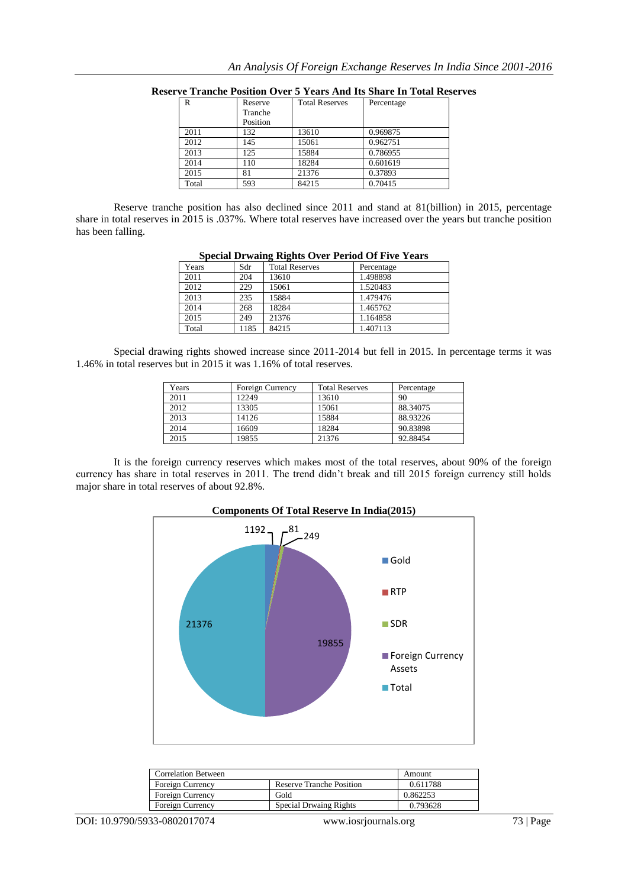**Reserve Tranche Position Over 5 Years And Its Share In Total Reserves**

| R | Reserve Tranche Position | Total Reserves | Percentage |
|---|---|---|---|
| 2011 | 132 | 13610 | 0.969875 |
| 2012 | 145 | 15061 | 0.962751 |
| 2013 | 125 | 15884 | 0.786955 |
| 2014 | 110 | 18284 | 0.601619 |
| 2015 | 81 | 21376 | 0.37893 |
| Total | 593 | 84215 | 0.70415 |

Reserve tranche position has also declined since 2011 and stand at 81(billion) in 2015, percentage share in total reserves in 2015 is .037%. Where total reserves have increased over the years but tranche position has been falling.

**Special Drwaing Rights Over Period Of Five Years**

| Years | Sdr | Total Reserves | Percentage |
|---|---|---|---|
| 2011 | 204 | 13610 | 1.498898 |
| 2012 | 229 | 15061 | 1.520483 |
| 2013 | 235 | 15884 | 1.479476 |
| 2014 | 268 | 18284 | 1.465762 |
| 2015 | 249 | 21376 | 1.164858 |
| Total | 1185 | 84215 | 1.407113 |

Special drawing rights showed increase since 2011-2014 but fell in 2015. In percentage terms it was 1.46% in total reserves but in 2015 it was 1.16% of total reserves.

| Years | Foreign Currency | Total Reserves | Percentage |
|---|---|---|---|
| 2011 | 12249 | 13610 | 90 |
| 2012 | 13305 | 15061 | 88.34075 |
| 2013 | 14126 | 15884 | 88.93226 |
| 2014 | 16609 | 18284 | 90.83898 |
| 2015 | 19855 | 21376 | 92.88454 |

It is the foreign currency reserves which makes most of the total reserves, about 90% of the foreign currency has share in total reserves in 2011. The trend didn't break and till 2015 foreign currency still holds major share in total reserves of about 92.8%.

**Components Of Total Reserve In India(2015)**

| Component | Amount |
|---|---|
| Gold | 1192 |
| RTP | 81 |
| SDR | 249 |
| Foreign Currency Assets | 19855 |
| Total | 21376 |

| Correlation Between | | Amount |
|---|---|---|
| Foreign Currency | Reserve Tranche Position | 0.611788 |
| Foreign Currency | Gold | 0.862253 |
| Foreign Currency | Special Drwaing Rights | 0.793628 |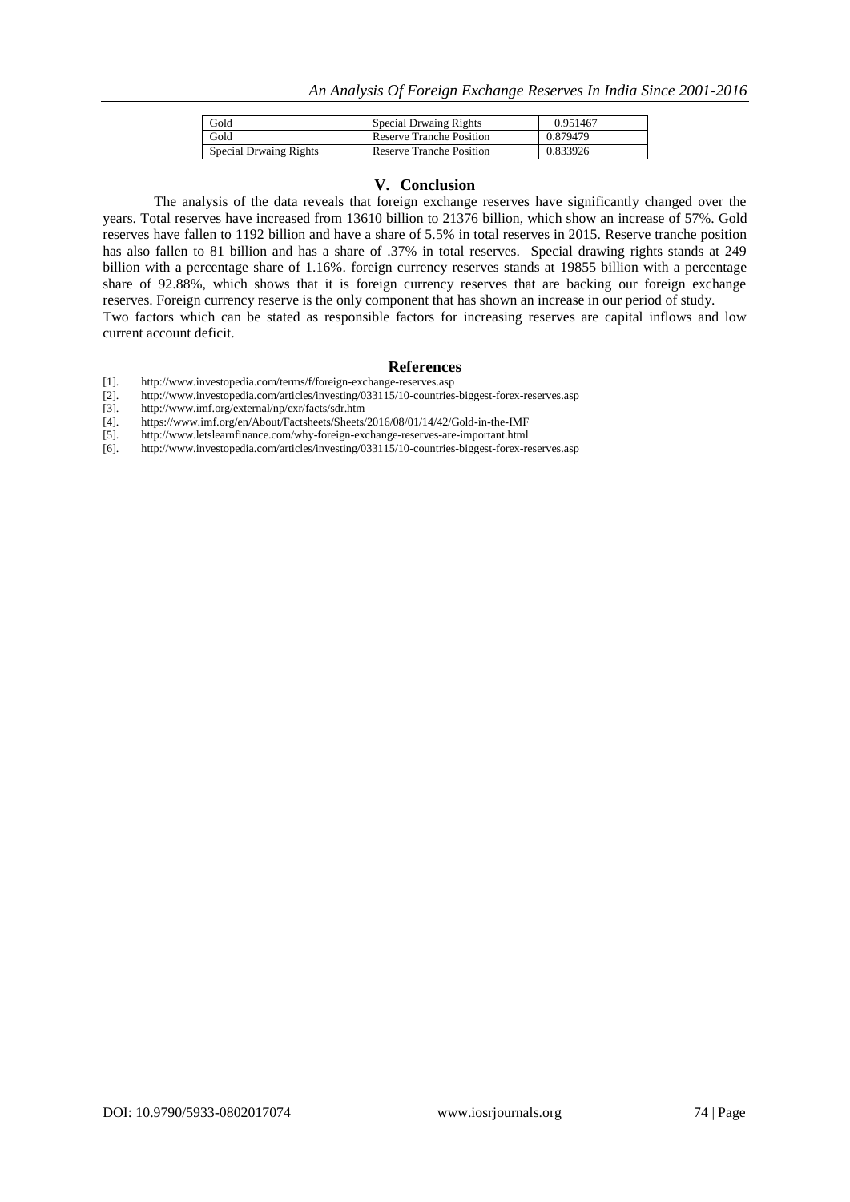| | | |
|---|---|---|
| Gold | Special Drwaing Rights | 0.951467 |
| Gold | Reserve Tranche Position | 0.879479 |
| Special Drwaing Rights | Reserve Tranche Position | 0.833926 |

## V. Conclusion

The analysis of the data reveals that foreign exchange reserves have significantly changed over the years. Total reserves have increased from 13610 billion to 21376 billion, which show an increase of 57%. Gold reserves have fallen to 1192 billion and have a share of 5.5% in total reserves in 2015. Reserve tranche position has also fallen to 81 billion and has a share of .37% in total reserves. Special drawing rights stands at 249 billion with a percentage share of 1.16%. foreign currency reserves stands at 19855 billion with a percentage share of 92.88%, which shows that it is foreign currency reserves that are backing our foreign exchange reserves. Foreign currency reserve is the only component that has shown an increase in our period of study.

Two factors which can be stated as responsible factors for increasing reserves are capital inflows and low current account deficit.

## References

[1]. http://www.investopedia.com/terms/f/foreign-exchange-reserves.asp
[2]. http://www.investopedia.com/articles/investing/033115/10-countries-biggest-forex-reserves.asp
[3]. http://www.imf.org/external/np/exr/facts/sdr.htm
[4]. https://www.imf.org/en/About/Factsheets/Sheets/2016/08/01/14/42/Gold-in-the-IMF
[5]. http://www.letslearnfinance.com/why-foreign-exchange-reserves-are-important.html
[6]. http://www.investopedia.com/articles/investing/033115/10-countries-biggest-forex-reserves.asp